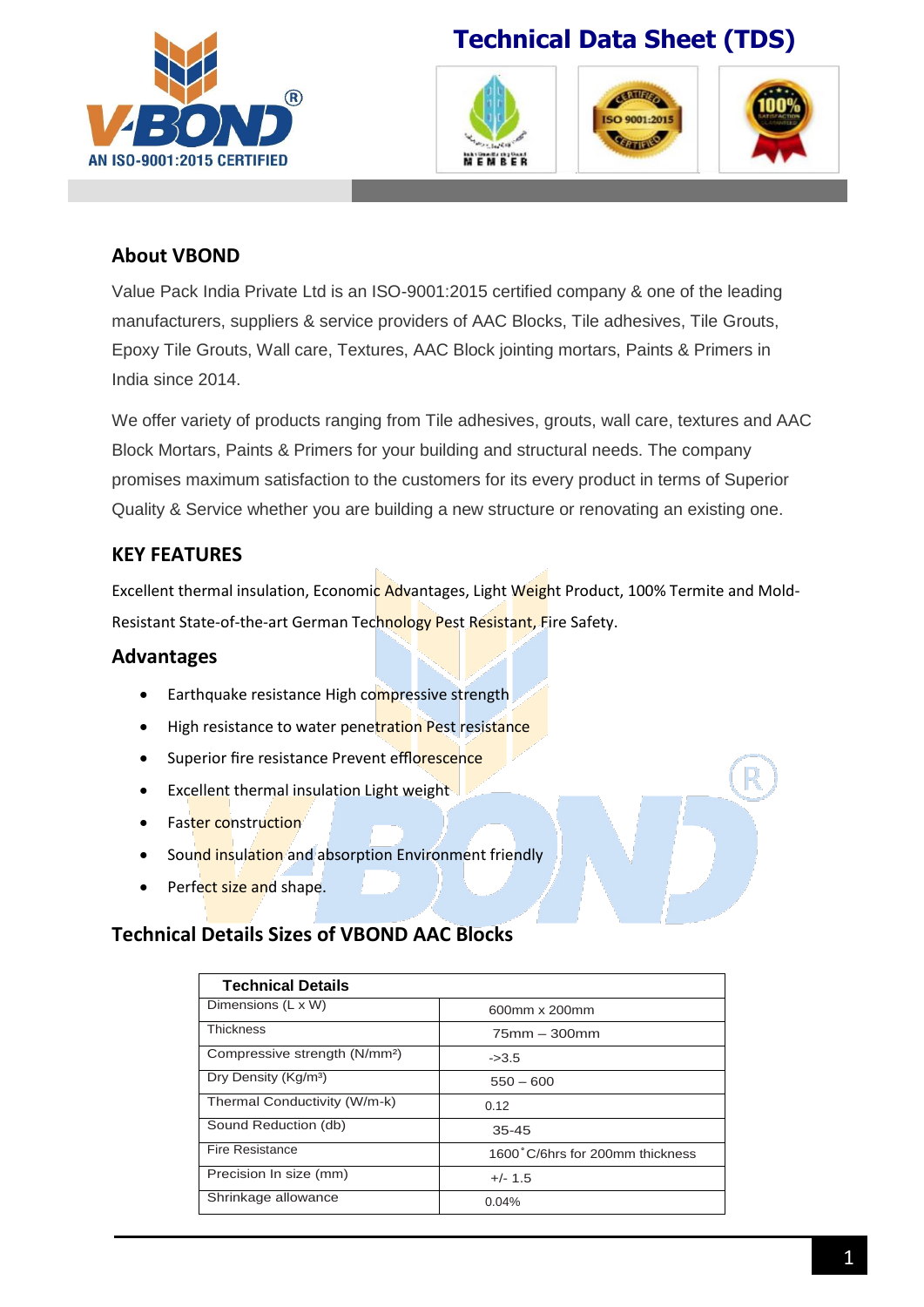# Technical Data Sheet (TDS)

AN ISO-9001:2015 CERTIFIED

## About VBOND

Value Pack India Private Ltd is an ISO-9001:2015 certified company & one of the leading manufacturers, suppliers & service providers of AAC Blocks, Tile adhesives, Tile Grouts, Epoxy Tile Grouts, Wall care, Textures, AAC Block jointing mortars, Paints & Primers in India since 2014.

We offer variety of products ranging from Tile adhesives, grouts, wall care, textures and AAC Block Mortars, Paints & Primers for your building and structural needs. The company promises maximum satisfaction to the customers for its every product in terms of Superior Quality & Service whether you are building a new structure or renovating an existing one.

## KEY FEATURES

Excellent thermal insulation, Economic Advantages, Light Weight Product, 100% Termite and Mold-Resistant State-of-the-art German Technology Pest Resistant, Fire Safety.

## Advantages

- Earthquake resistance High compressive strength
- High resistance to water penetration Pest resistance
- Superior fire resistance Prevent efflorescence
- Excellent thermal insulation Light weight
- Faster construction
- Sound insulation and absorption Environment friendly
- Perfect size and shape.

## Technical Details Sizes of VBOND AAC Blocks

| Technical Details | |
|---|---|
| Dimensions (L x W) | 600mm x 200mm |
| Thickness | 75mm – 300mm |
| Compressive strength (N/mm²) | ->3.5 |
| Dry Density (Kg/m³) | 550 – 600 |
| Thermal Conductivity (W/m-k) | 0.12 |
| Sound Reduction (db) | 35-45 |
| Fire Resistance | 1600˚C/6hrs for 200mm thickness |
| Precision In size (mm) | +/- 1.5 |
| Shrinkage allowance | 0.04% |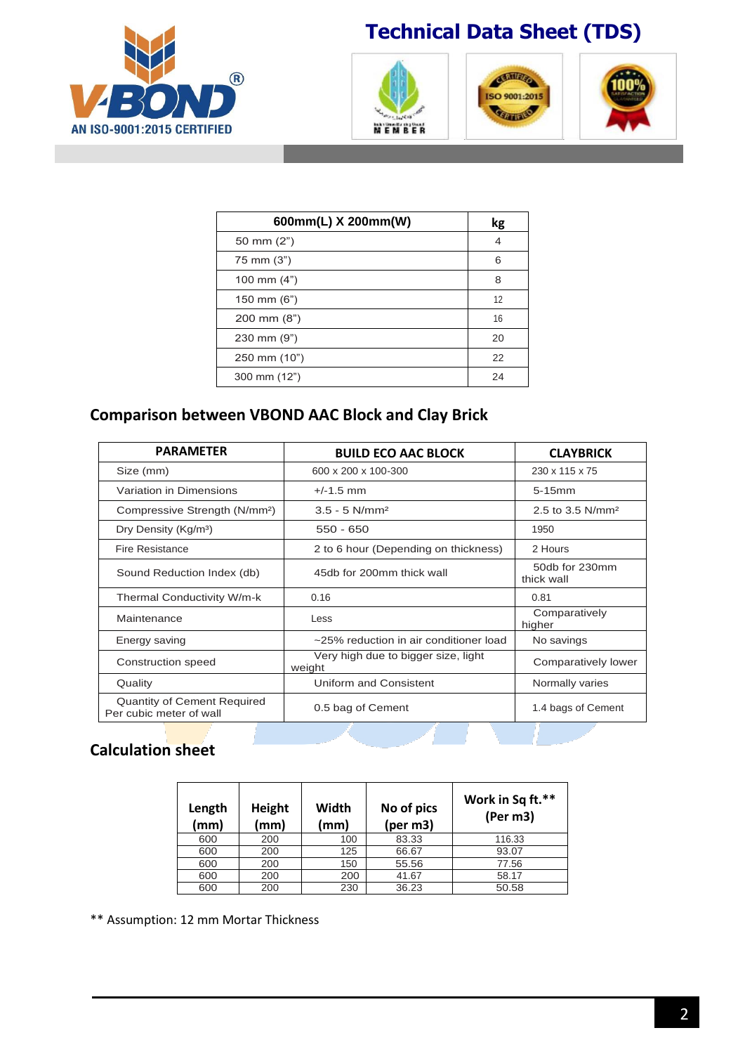| 600mm(L) X 200mm(W) | kg |
|---|---|
| 50 mm (2") | 4 |
| 75 mm (3") | 6 |
| 100 mm (4") | 8 |
| 150 mm (6") | 12 |
| 200 mm (8") | 16 |
| 230 mm (9") | 20 |
| 250 mm (10") | 22 |
| 300 mm (12") | 24 |

## Comparison between VBOND AAC Block and Clay Brick

| PARAMETER | BUILD ECO AAC BLOCK | CLAYBRICK |
|---|---|---|
| Size (mm) | 600 x 200 x 100-300 | 230 x 115 x 75 |
| Variation in Dimensions | +/-1.5 mm | 5-15mm |
| Compressive Strength (N/mm²) | 3.5 - 5 N/mm² | 2.5 to 3.5 N/mm² |
| Dry Density (Kg/m³) | 550 - 650 | 1950 |
| Fire Resistance | 2 to 6 hour (Depending on thickness) | 2 Hours |
| Sound Reduction Index (db) | 45db for 200mm thick wall | 50db for 230mm thick wall |
| Thermal Conductivity W/m-k | 0.16 | 0.81 |
| Maintenance | Less | Comparatively higher |
| Energy saving | ~25% reduction in air conditioner load | No savings |
| Construction speed | Very high due to bigger size, light weight | Comparatively lower |
| Quality | Uniform and Consistent | Normally varies |
| Quantity of Cement Required Per cubic meter of wall | 0.5 bag of Cement | 1.4 bags of Cement |

## Calculation sheet

| Length (mm) | Height (mm) | Width (mm) | No of pics (per m3) | Work in Sq ft.** (Per m3) |
|---|---|---|---|---|
| 600 | 200 | 100 | 83.33 | 116.33 |
| 600 | 200 | 125 | 66.67 | 93.07 |
| 600 | 200 | 150 | 55.56 | 77.56 |
| 600 | 200 | 200 | 41.67 | 58.17 |
| 600 | 200 | 230 | 36.23 | 50.58 |

** Assumption: 12 mm Mortar Thickness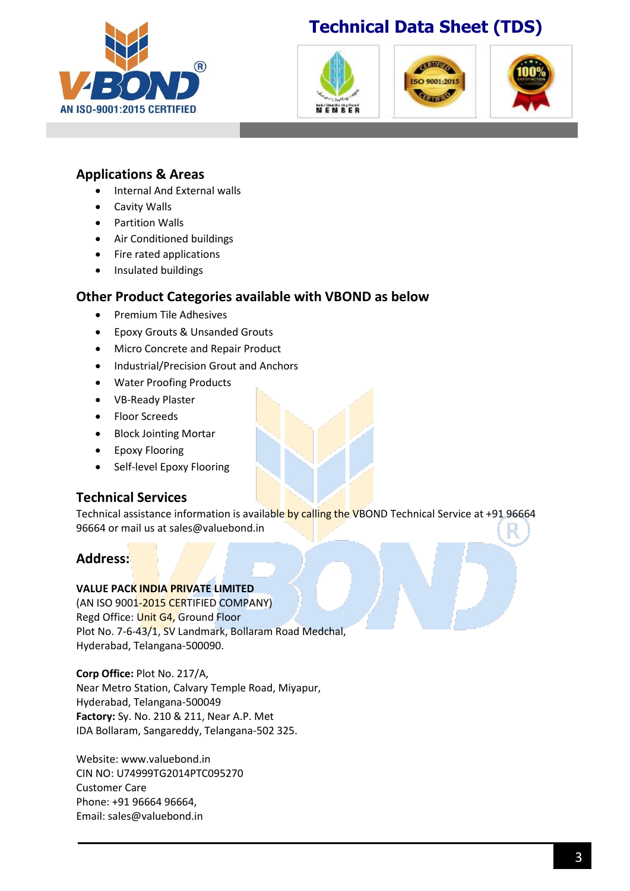## Applications & Areas

- Internal And External walls
- Cavity Walls
- Partition Walls
- Air Conditioned buildings
- Fire rated applications
- Insulated buildings

## Other Product Categories available with VBOND as below

- Premium Tile Adhesives
- Epoxy Grouts & Unsanded Grouts
- Micro Concrete and Repair Product
- Industrial/Precision Grout and Anchors
- Water Proofing Products
- VB-Ready Plaster
- Floor Screeds
- Block Jointing Mortar
- Epoxy Flooring
- Self-level Epoxy Flooring

## Technical Services

Technical assistance information is available by calling the VBOND Technical Service at +91 96664 96664 or mail us at sales@valuebond.in

## Address:

**VALUE PACK INDIA PRIVATE LIMITED**
(AN ISO 9001-2015 CERTIFIED COMPANY)
Regd Office: Unit G4, Ground Floor
Plot No. 7-6-43/1, SV Landmark, Bollaram Road Medchal,
Hyderabad, Telangana-500090.

**Corp Office:** Plot No. 217/A,
Near Metro Station, Calvary Temple Road, Miyapur,
Hyderabad, Telangana-500049
**Factory:** Sy. No. 210 & 211, Near A.P. Met
IDA Bollaram, Sangareddy, Telangana-502 325.

Website: www.valuebond.in
CIN NO: U74999TG2014PTC095270
Customer Care
Phone: +91 96664 96664,
Email: sales@valuebond.in